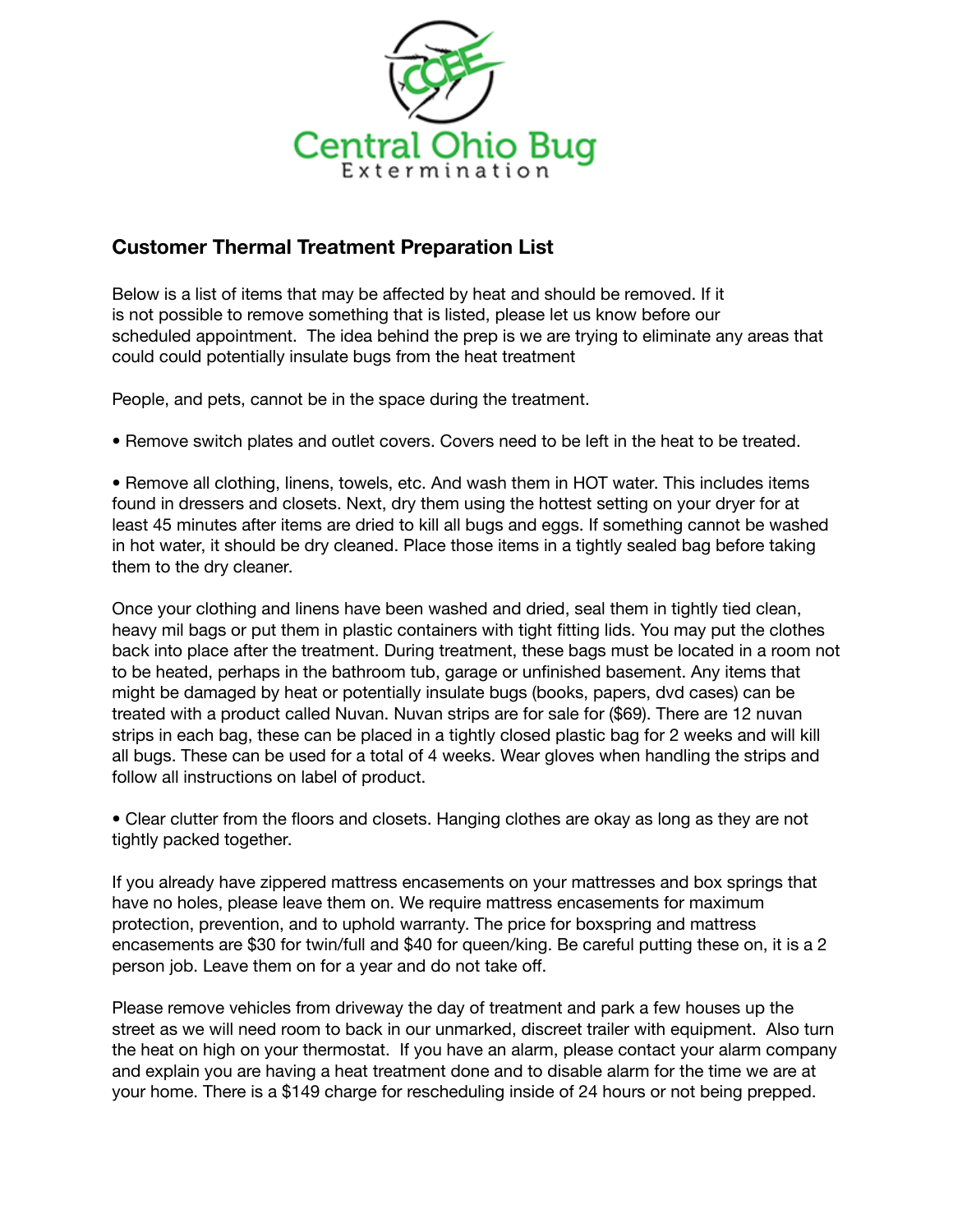Central Ohio Bug Extermination

## Customer Thermal Treatment Preparation List

Below is a list of items that may be affected by heat and should be removed. If it is not possible to remove something that is listed, please let us know before our scheduled appointment. The idea behind the prep is we are trying to eliminate any areas that could could potentially insulate bugs from the heat treatment

People, and pets, cannot be in the space during the treatment.

• Remove switch plates and outlet covers. Covers need to be left in the heat to be treated.

• Remove all clothing, linens, towels, etc. And wash them in HOT water. This includes items found in dressers and closets. Next, dry them using the hottest setting on your dryer for at least 45 minutes after items are dried to kill all bugs and eggs. If something cannot be washed in hot water, it should be dry cleaned. Place those items in a tightly sealed bag before taking them to the dry cleaner.

Once your clothing and linens have been washed and dried, seal them in tightly tied clean, heavy mil bags or put them in plastic containers with tight fitting lids. You may put the clothes back into place after the treatment. During treatment, these bags must be located in a room not to be heated, perhaps in the bathroom tub, garage or unfinished basement. Any items that might be damaged by heat or potentially insulate bugs (books, papers, dvd cases) can be treated with a product called Nuvan. Nuvan strips are for sale for ($69). There are 12 nuvan strips in each bag, these can be placed in a tightly closed plastic bag for 2 weeks and will kill all bugs. These can be used for a total of 4 weeks. Wear gloves when handling the strips and follow all instructions on label of product.

• Clear clutter from the floors and closets. Hanging clothes are okay as long as they are not tightly packed together.

If you already have zippered mattress encasements on your mattresses and box springs that have no holes, please leave them on. We require mattress encasements for maximum protection, prevention, and to uphold warranty. The price for boxspring and mattress encasements are $30 for twin/full and $40 for queen/king. Be careful putting these on, it is a 2 person job. Leave them on for a year and do not take off.

Please remove vehicles from driveway the day of treatment and park a few houses up the street as we will need room to back in our unmarked, discreet trailer with equipment. Also turn the heat on high on your thermostat. If you have an alarm, please contact your alarm company and explain you are having a heat treatment done and to disable alarm for the time we are at your home. There is a $149 charge for rescheduling inside of 24 hours or not being prepped.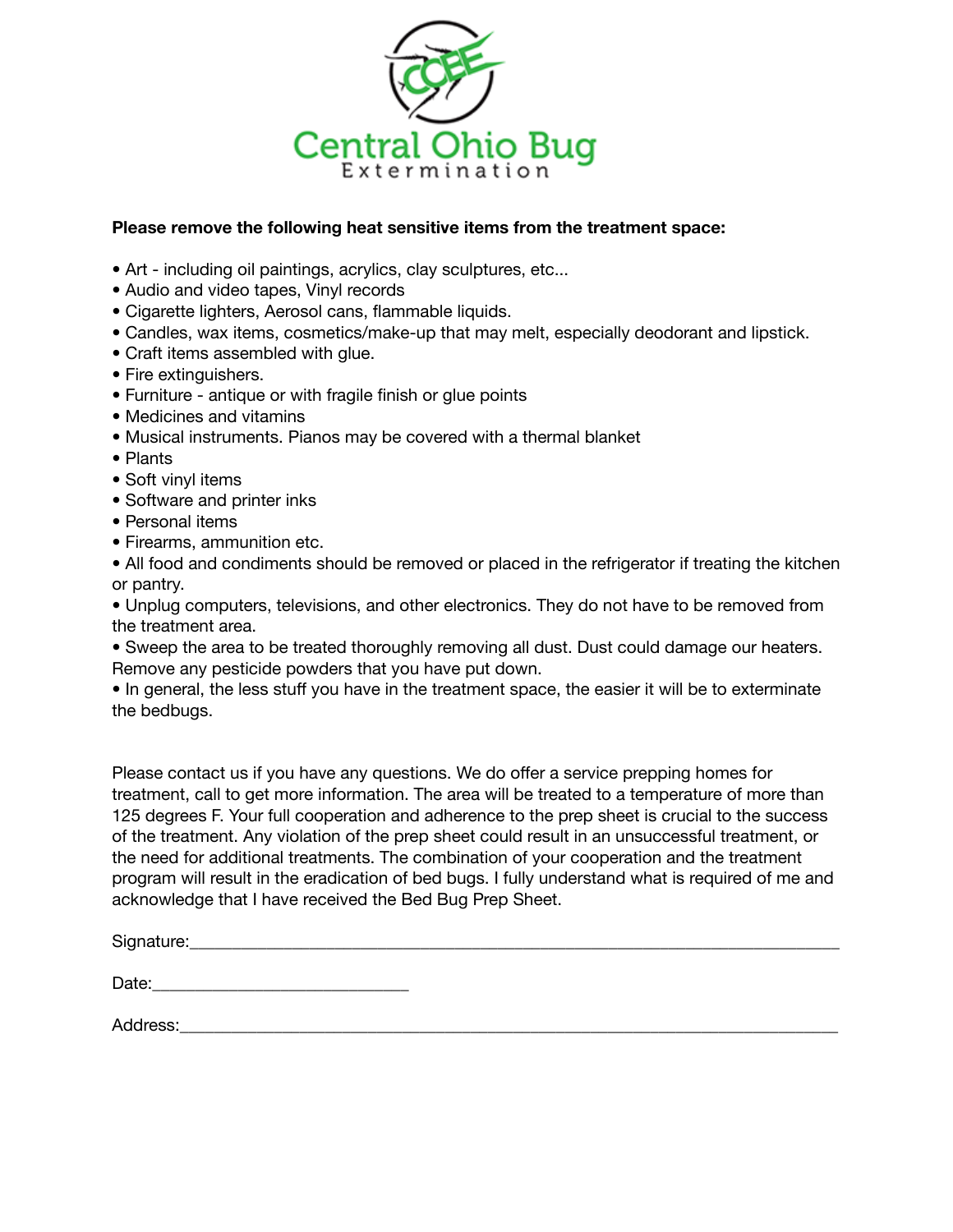Central Ohio Bug

Extermination

**Please remove the following heat sensitive items from the treatment space:**

- Art - including oil paintings, acrylics, clay sculptures, etc...
- Audio and video tapes, Vinyl records
- Cigarette lighters, Aerosol cans, flammable liquids.
- Candles, wax items, cosmetics/make-up that may melt, especially deodorant and lipstick.
- Craft items assembled with glue.
- Fire extinguishers.
- Furniture - antique or with fragile finish or glue points
- Medicines and vitamins
- Musical instruments. Pianos may be covered with a thermal blanket
- Plants
- Soft vinyl items
- Software and printer inks
- Personal items
- Firearms, ammunition etc.
- All food and condiments should be removed or placed in the refrigerator if treating the kitchen or pantry.
- Unplug computers, televisions, and other electronics. They do not have to be removed from the treatment area.
- Sweep the area to be treated thoroughly removing all dust. Dust could damage our heaters. Remove any pesticide powders that you have put down.
- In general, the less stuff you have in the treatment space, the easier it will be to exterminate the bedbugs.

Please contact us if you have any questions. We do offer a service prepping homes for treatment, call to get more information. The area will be treated to a temperature of more than 125 degrees F. Your full cooperation and adherence to the prep sheet is crucial to the success of the treatment. Any violation of the prep sheet could result in an unsuccessful treatment, or the need for additional treatments. The combination of your cooperation and the treatment program will result in the eradication of bed bugs. I fully understand what is required of me and acknowledge that I have received the Bed Bug Prep Sheet.

Signature:\_\_\_\_\_\_\_\_\_\_\_\_\_\_\_\_\_\_\_\_\_\_\_\_\_\_\_\_\_\_\_\_\_\_\_\_\_\_\_\_\_\_\_\_\_\_\_\_

Date:\_\_\_\_\_\_\_\_\_\_\_\_\_\_\_\_\_\_\_\_\_\_\_\_\_\_\_\_

Address:\_\_\_\_\_\_\_\_\_\_\_\_\_\_\_\_\_\_\_\_\_\_\_\_\_\_\_\_\_\_\_\_\_\_\_\_\_\_\_\_\_\_\_\_\_\_\_\_\_